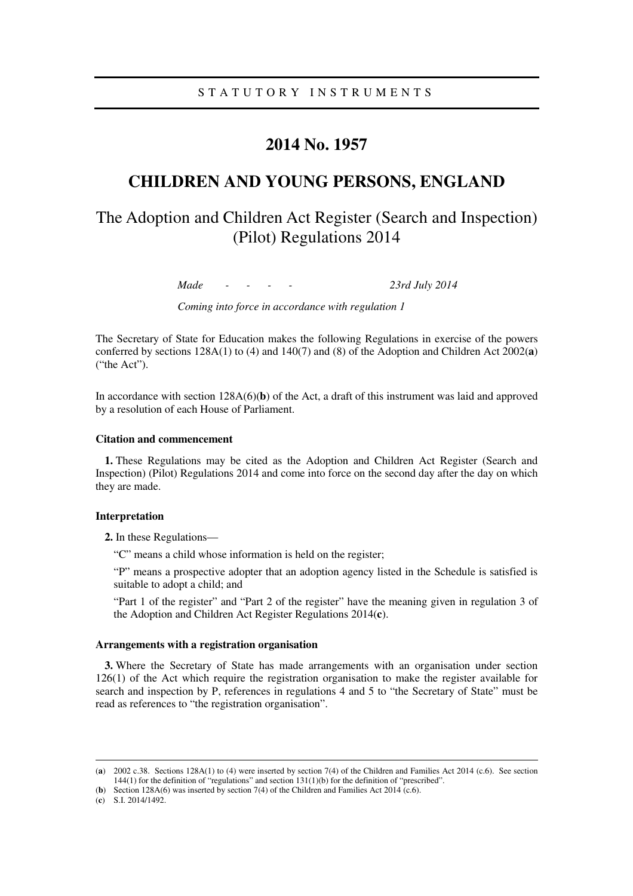STATUTORY INSTRUMENTS

# 2014 No. 1957

# CHILDREN AND YOUNG PERSONS, ENGLAND

## The Adoption and Children Act Register (Search and Inspection) (Pilot) Regulations 2014

*Made - - - - 23rd July 2014*

*Coming into force in accordance with regulation 1*

The Secretary of State for Education makes the following Regulations in exercise of the powers conferred by sections 128A(1) to (4) and 140(7) and (8) of the Adoption and Children Act 2002(**a**) ("the Act").

In accordance with section 128A(6)(**b**) of the Act, a draft of this instrument was laid and approved by a resolution of each House of Parliament.

### Citation and commencement

**1.** These Regulations may be cited as the Adoption and Children Act Register (Search and Inspection) (Pilot) Regulations 2014 and come into force on the second day after the day on which they are made.

### Interpretation

**2.** In these Regulations—

"C" means a child whose information is held on the register;

"P" means a prospective adopter that an adoption agency listed in the Schedule is satisfied is suitable to adopt a child; and

"Part 1 of the register" and "Part 2 of the register" have the meaning given in regulation 3 of the Adoption and Children Act Register Regulations 2014(**c**).

### Arrangements with a registration organisation

**3.** Where the Secretary of State has made arrangements with an organisation under section 126(1) of the Act which require the registration organisation to make the register available for search and inspection by P, references in regulations 4 and 5 to "the Secretary of State" must be read as references to "the registration organisation".

---

(**a**) 2002 c.38. Sections 128A(1) to (4) were inserted by section 7(4) of the Children and Families Act 2014 (c.6). See section 144(1) for the definition of "regulations" and section 131(1)(b) for the definition of "prescribed".

(**b**) Section 128A(6) was inserted by section 7(4) of the Children and Families Act 2014 (c.6).

(**c**) S.I. 2014/1492.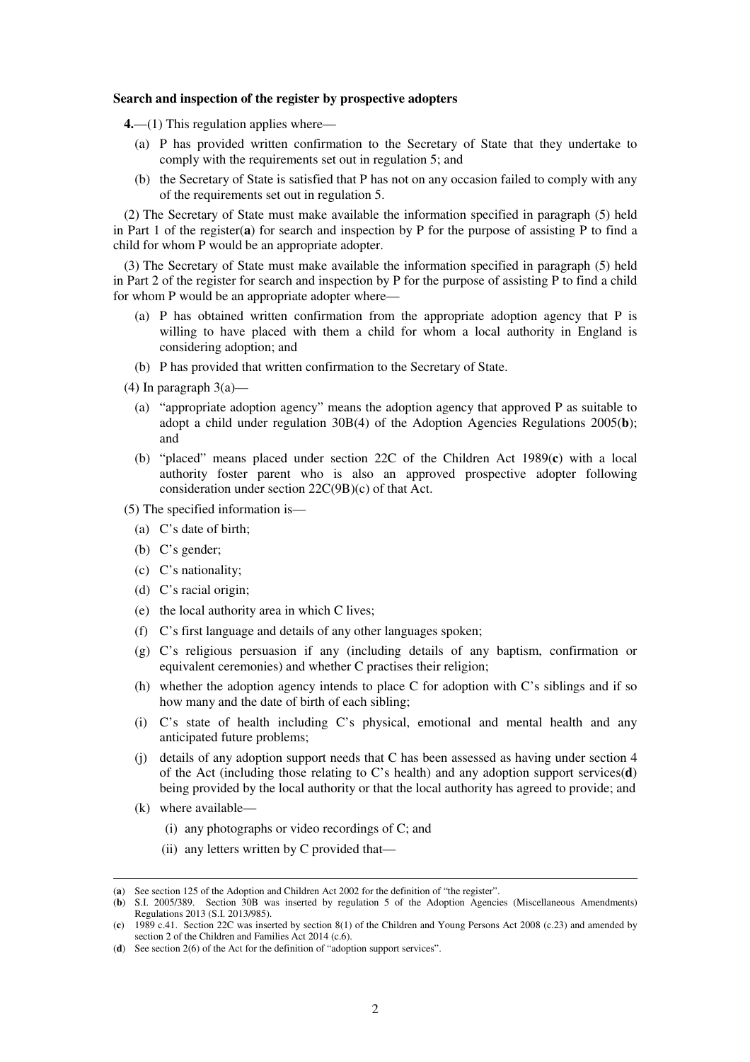**Search and inspection of the register by prospective adopters**

**4.**—(1) This regulation applies where—

(a) P has provided written confirmation to the Secretary of State that they undertake to comply with the requirements set out in regulation 5; and

(b) the Secretary of State is satisfied that P has not on any occasion failed to comply with any of the requirements set out in regulation 5.

(2) The Secretary of State must make available the information specified in paragraph (5) held in Part 1 of the register(**a**) for search and inspection by P for the purpose of assisting P to find a child for whom P would be an appropriate adopter.

(3) The Secretary of State must make available the information specified in paragraph (5) held in Part 2 of the register for search and inspection by P for the purpose of assisting P to find a child for whom P would be an appropriate adopter where—

(a) P has obtained written confirmation from the appropriate adoption agency that P is willing to have placed with them a child for whom a local authority in England is considering adoption; and

(b) P has provided that written confirmation to the Secretary of State.

(4) In paragraph 3(a)—

(a) "appropriate adoption agency" means the adoption agency that approved P as suitable to adopt a child under regulation 30B(4) of the Adoption Agencies Regulations 2005(**b**); and

(b) "placed" means placed under section 22C of the Children Act 1989(**c**) with a local authority foster parent who is also an approved prospective adopter following consideration under section 22C(9B)(c) of that Act.

(5) The specified information is—

(a) C's date of birth;

(b) C's gender;

(c) C's nationality;

(d) C's racial origin;

(e) the local authority area in which C lives;

(f) C's first language and details of any other languages spoken;

(g) C's religious persuasion if any (including details of any baptism, confirmation or equivalent ceremonies) and whether C practises their religion;

(h) whether the adoption agency intends to place C for adoption with C's siblings and if so how many and the date of birth of each sibling;

(i) C's state of health including C's physical, emotional and mental health and any anticipated future problems;

(j) details of any adoption support needs that C has been assessed as having under section 4 of the Act (including those relating to C's health) and any adoption support services(**d**) being provided by the local authority or that the local authority has agreed to provide; and

(k) where available—

(i) any photographs or video recordings of C; and

(ii) any letters written by C provided that—

---

(**a**) See section 125 of the Adoption and Children Act 2002 for the definition of "the register".

(**b**) S.I. 2005/389. Section 30B was inserted by regulation 5 of the Adoption Agencies (Miscellaneous Amendments) Regulations 2013 (S.I. 2013/985).

(**c**) 1989 c.41. Section 22C was inserted by section 8(1) of the Children and Young Persons Act 2008 (c.23) and amended by section 2 of the Children and Families Act 2014 (c.6).

(**d**) See section 2(6) of the Act for the definition of "adoption support services".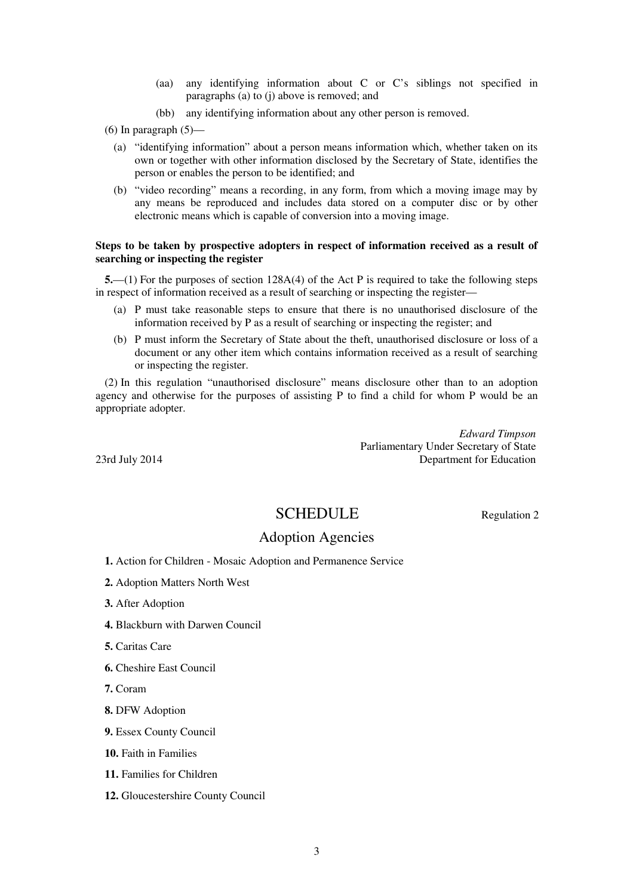(aa) any identifying information about C or C's siblings not specified in paragraphs (a) to (j) above is removed; and

(bb) any identifying information about any other person is removed.

(6) In paragraph (5)—

(a) "identifying information" about a person means information which, whether taken on its own or together with other information disclosed by the Secretary of State, identifies the person or enables the person to be identified; and

(b) "video recording" means a recording, in any form, from which a moving image may by any means be reproduced and includes data stored on a computer disc or by other electronic means which is capable of conversion into a moving image.

**Steps to be taken by prospective adopters in respect of information received as a result of searching or inspecting the register**

**5.**—(1) For the purposes of section 128A(4) of the Act P is required to take the following steps in respect of information received as a result of searching or inspecting the register—

(a) P must take reasonable steps to ensure that there is no unauthorised disclosure of the information received by P as a result of searching or inspecting the register; and

(b) P must inform the Secretary of State about the theft, unauthorised disclosure or loss of a document or any other item which contains information received as a result of searching or inspecting the register.

(2) In this regulation "unauthorised disclosure" means disclosure other than to an adoption agency and otherwise for the purposes of assisting P to find a child for whom P would be an appropriate adopter.

*Edward Timpson*
Parliamentary Under Secretary of State
Department for Education

23rd July 2014

# SCHEDULE

Regulation 2

## Adoption Agencies

**1.** Action for Children - Mosaic Adoption and Permanence Service

**2.** Adoption Matters North West

**3.** After Adoption

**4.** Blackburn with Darwen Council

**5.** Caritas Care

**6.** Cheshire East Council

**7.** Coram

**8.** DFW Adoption

**9.** Essex County Council

**10.** Faith in Families

**11.** Families for Children

**12.** Gloucestershire County Council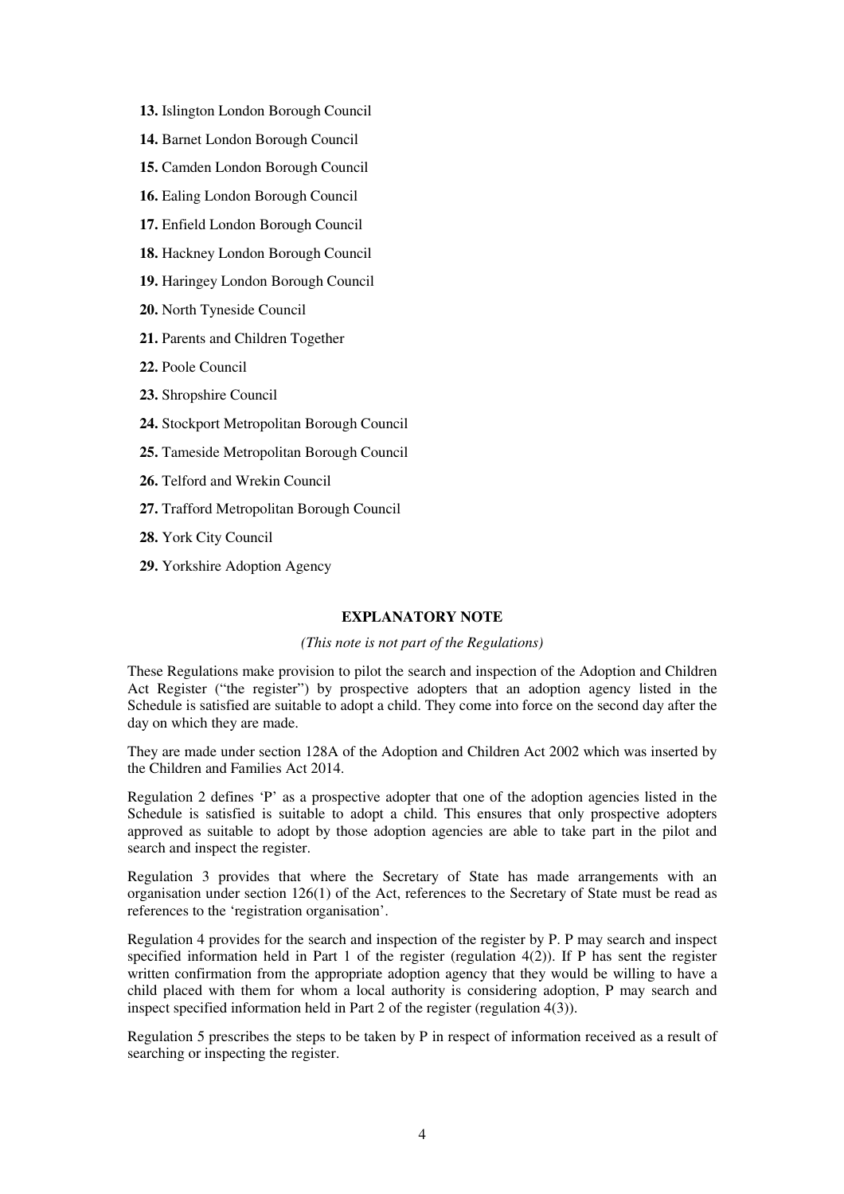**13.** Islington London Borough Council

**14.** Barnet London Borough Council

**15.** Camden London Borough Council

**16.** Ealing London Borough Council

**17.** Enfield London Borough Council

**18.** Hackney London Borough Council

**19.** Haringey London Borough Council

**20.** North Tyneside Council

**21.** Parents and Children Together

**22.** Poole Council

**23.** Shropshire Council

**24.** Stockport Metropolitan Borough Council

**25.** Tameside Metropolitan Borough Council

**26.** Telford and Wrekin Council

**27.** Trafford Metropolitan Borough Council

**28.** York City Council

**29.** Yorkshire Adoption Agency

## EXPLANATORY NOTE

*(This note is not part of the Regulations)*

These Regulations make provision to pilot the search and inspection of the Adoption and Children Act Register ("the register") by prospective adopters that an adoption agency listed in the Schedule is satisfied are suitable to adopt a child. They come into force on the second day after the day on which they are made.

They are made under section 128A of the Adoption and Children Act 2002 which was inserted by the Children and Families Act 2014.

Regulation 2 defines 'P' as a prospective adopter that one of the adoption agencies listed in the Schedule is satisfied is suitable to adopt a child. This ensures that only prospective adopters approved as suitable to adopt by those adoption agencies are able to take part in the pilot and search and inspect the register.

Regulation 3 provides that where the Secretary of State has made arrangements with an organisation under section 126(1) of the Act, references to the Secretary of State must be read as references to the 'registration organisation'.

Regulation 4 provides for the search and inspection of the register by P. P may search and inspect specified information held in Part 1 of the register (regulation 4(2)). If P has sent the register written confirmation from the appropriate adoption agency that they would be willing to have a child placed with them for whom a local authority is considering adoption, P may search and inspect specified information held in Part 2 of the register (regulation 4(3)).

Regulation 5 prescribes the steps to be taken by P in respect of information received as a result of searching or inspecting the register.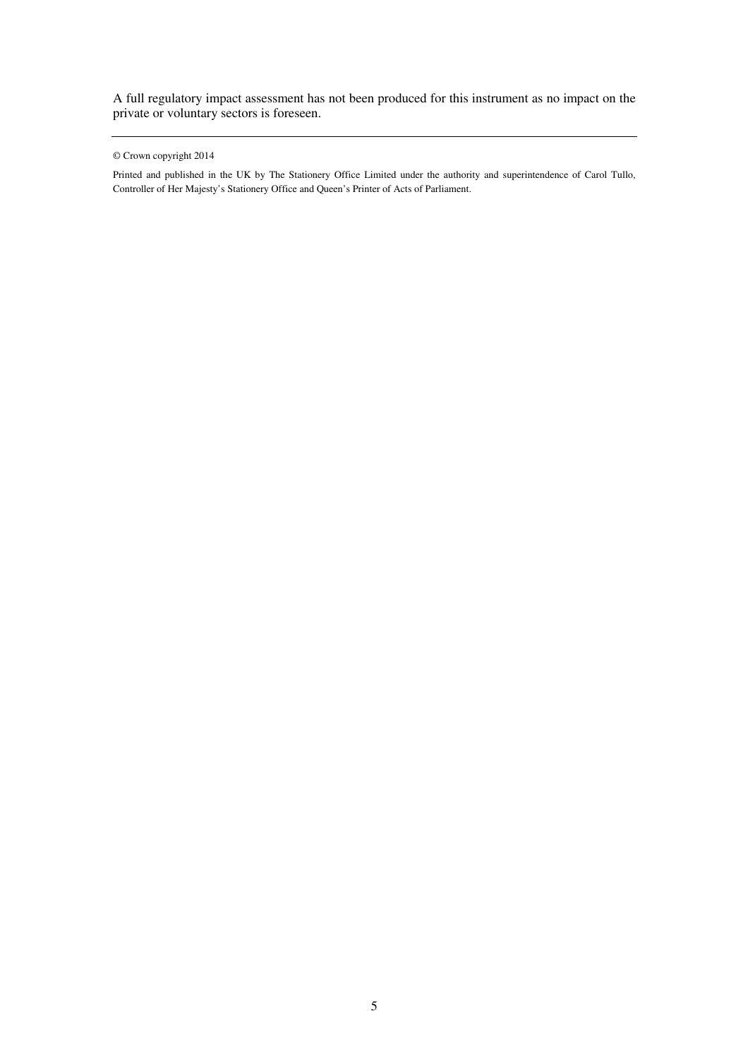A full regulatory impact assessment has not been produced for this instrument as no impact on the private or voluntary sectors is foreseen.

---

© Crown copyright 2014

Printed and published in the UK by The Stationery Office Limited under the authority and superintendence of Carol Tullo, Controller of Her Majesty's Stationery Office and Queen's Printer of Acts of Parliament.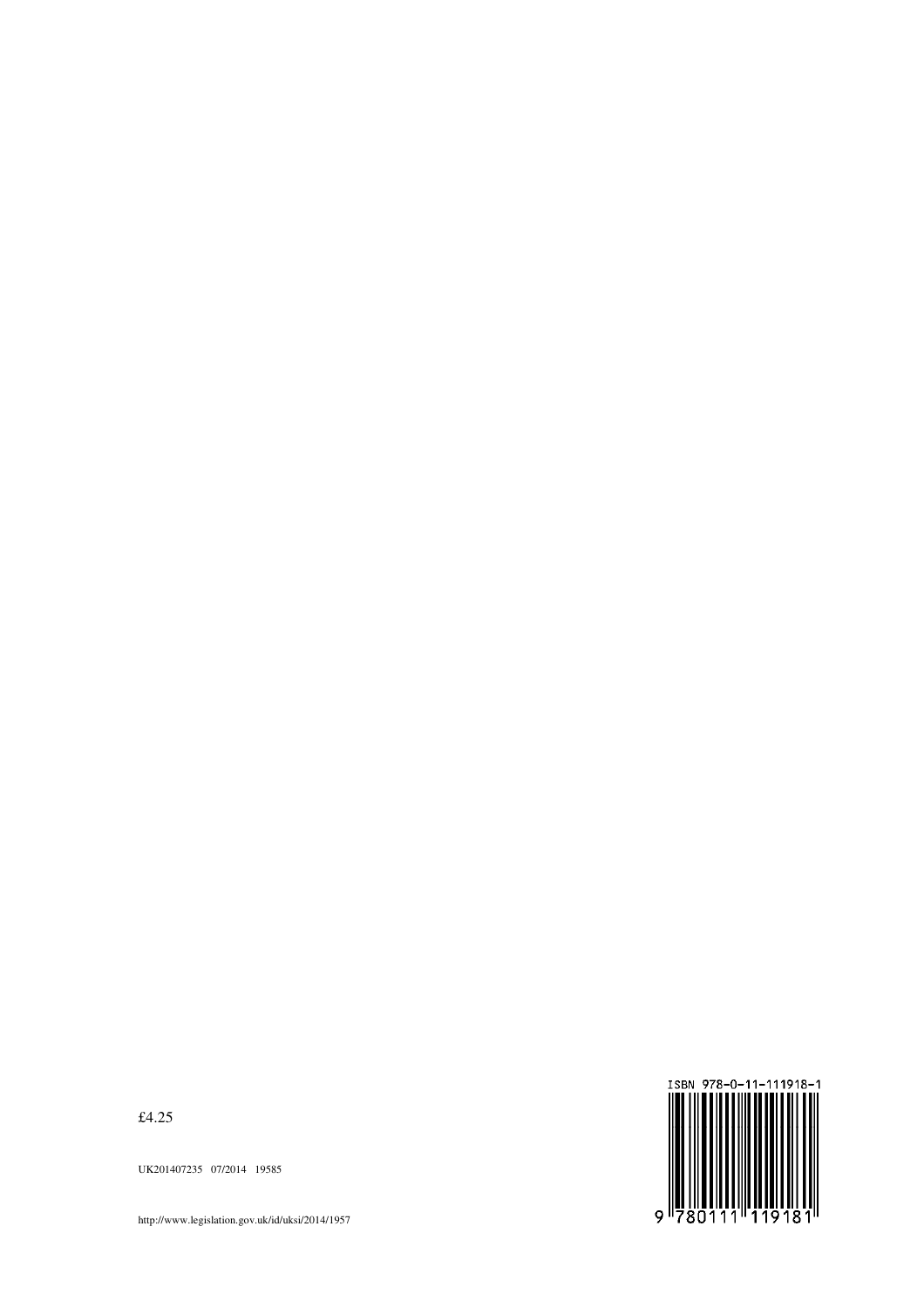£4.25

UK201407235 07/2014 19585

http://www.legislation.gov.uk/id/uksi/2014/1957

ISBN 978-0-11-111918-1

9 780111 119181